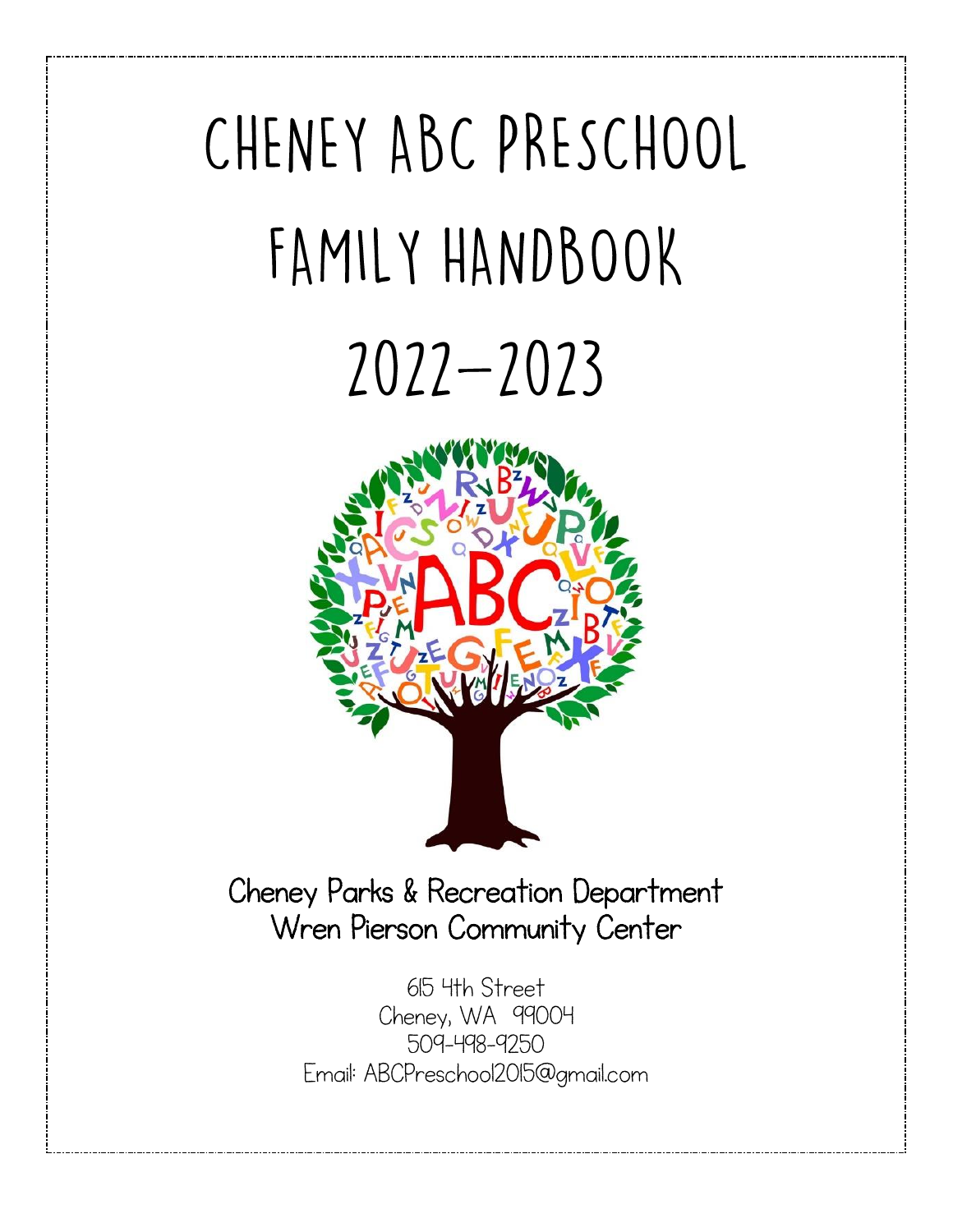# CHENEY ABC PRESCHOOL FAMILY HANDBOOK 2022–2023

Cheney Parks & Recreation Department
Wren Pierson Community Center

615 4th Street
Cheney, WA 99004
509-498-9250
Email: ABCPreschool2015@gmail.com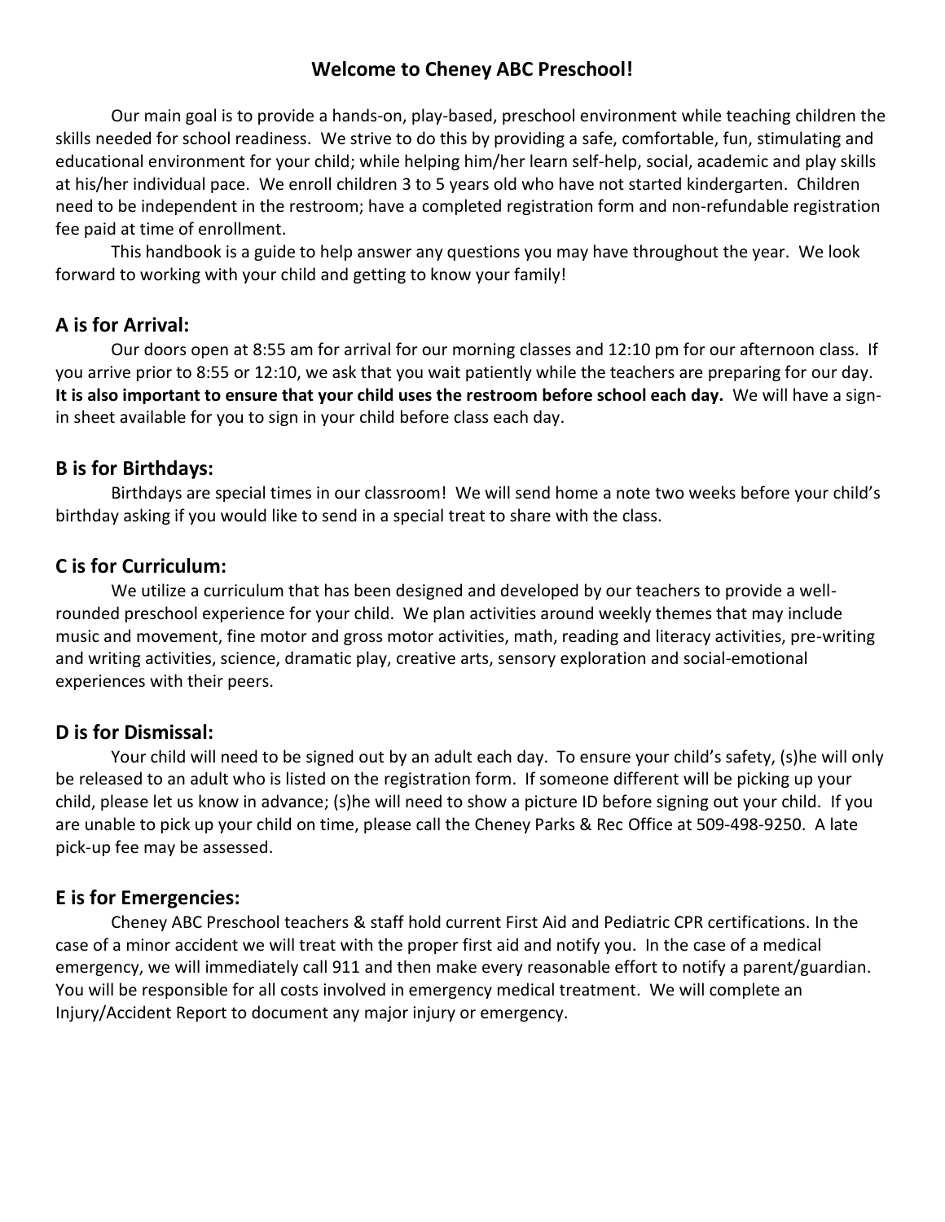# Welcome to Cheney ABC Preschool!

Our main goal is to provide a hands-on, play-based, preschool environment while teaching children the skills needed for school readiness. We strive to do this by providing a safe, comfortable, fun, stimulating and educational environment for your child; while helping him/her learn self-help, social, academic and play skills at his/her individual pace. We enroll children 3 to 5 years old who have not started kindergarten. Children need to be independent in the restroom; have a completed registration form and non-refundable registration fee paid at time of enrollment.

This handbook is a guide to help answer any questions you may have throughout the year. We look forward to working with your child and getting to know your family!

## A is for Arrival:

Our doors open at 8:55 am for arrival for our morning classes and 12:10 pm for our afternoon class. If you arrive prior to 8:55 or 12:10, we ask that you wait patiently while the teachers are preparing for our day. **It is also important to ensure that your child uses the restroom before school each day.** We will have a sign-in sheet available for you to sign in your child before class each day.

## B is for Birthdays:

Birthdays are special times in our classroom! We will send home a note two weeks before your child's birthday asking if you would like to send in a special treat to share with the class.

## C is for Curriculum:

We utilize a curriculum that has been designed and developed by our teachers to provide a well-rounded preschool experience for your child. We plan activities around weekly themes that may include music and movement, fine motor and gross motor activities, math, reading and literacy activities, pre-writing and writing activities, science, dramatic play, creative arts, sensory exploration and social-emotional experiences with their peers.

## D is for Dismissal:

Your child will need to be signed out by an adult each day. To ensure your child's safety, (s)he will only be released to an adult who is listed on the registration form. If someone different will be picking up your child, please let us know in advance; (s)he will need to show a picture ID before signing out your child. If you are unable to pick up your child on time, please call the Cheney Parks & Rec Office at 509-498-9250. A late pick-up fee may be assessed.

## E is for Emergencies:

Cheney ABC Preschool teachers & staff hold current First Aid and Pediatric CPR certifications. In the case of a minor accident we will treat with the proper first aid and notify you. In the case of a medical emergency, we will immediately call 911 and then make every reasonable effort to notify a parent/guardian. You will be responsible for all costs involved in emergency medical treatment. We will complete an Injury/Accident Report to document any major injury or emergency.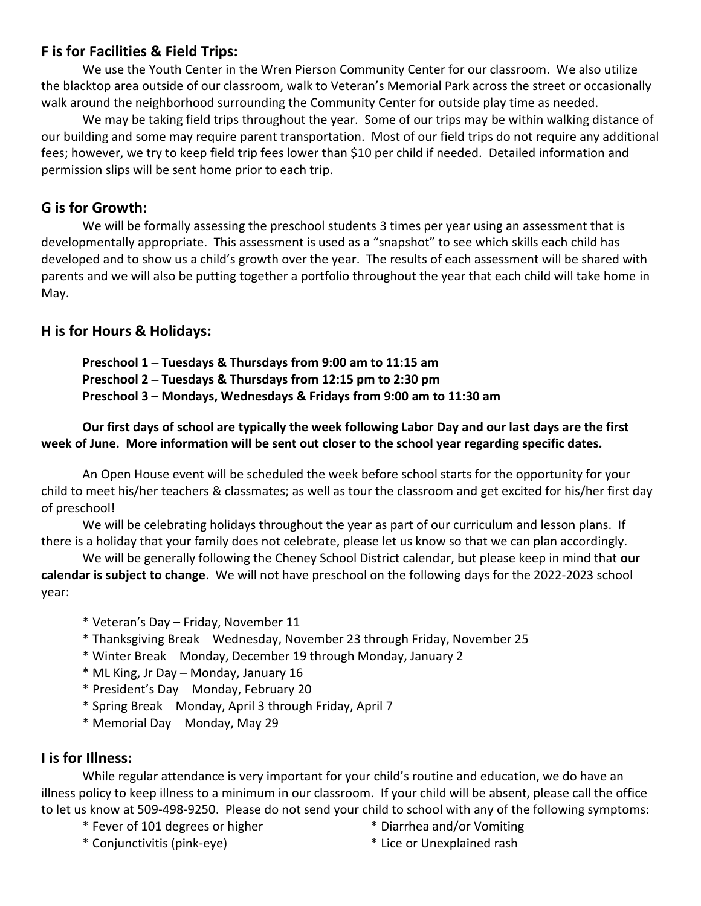## F is for Facilities & Field Trips:

We use the Youth Center in the Wren Pierson Community Center for our classroom. We also utilize the blacktop area outside of our classroom, walk to Veteran's Memorial Park across the street or occasionally walk around the neighborhood surrounding the Community Center for outside play time as needed.

We may be taking field trips throughout the year. Some of our trips may be within walking distance of our building and some may require parent transportation. Most of our field trips do not require any additional fees; however, we try to keep field trip fees lower than $10 per child if needed. Detailed information and permission slips will be sent home prior to each trip.

## G is for Growth:

We will be formally assessing the preschool students 3 times per year using an assessment that is developmentally appropriate. This assessment is used as a "snapshot" to see which skills each child has developed and to show us a child's growth over the year. The results of each assessment will be shared with parents and we will also be putting together a portfolio throughout the year that each child will take home in May.

## H is for Hours & Holidays:

**Preschool 1 – Tuesdays & Thursdays from 9:00 am to 11:15 am**
**Preschool 2 – Tuesdays & Thursdays from 12:15 pm to 2:30 pm**
**Preschool 3 – Mondays, Wednesdays & Fridays from 9:00 am to 11:30 am**

**Our first days of school are typically the week following Labor Day and our last days are the first week of June. More information will be sent out closer to the school year regarding specific dates.**

An Open House event will be scheduled the week before school starts for the opportunity for your child to meet his/her teachers & classmates; as well as tour the classroom and get excited for his/her first day of preschool!

We will be celebrating holidays throughout the year as part of our curriculum and lesson plans. If there is a holiday that your family does not celebrate, please let us know so that we can plan accordingly.

We will be generally following the Cheney School District calendar, but please keep in mind that **our calendar is subject to change**. We will not have preschool on the following days for the 2022-2023 school year:

* Veteran's Day – Friday, November 11
* Thanksgiving Break – Wednesday, November 23 through Friday, November 25
* Winter Break – Monday, December 19 through Monday, January 2
* ML King, Jr Day – Monday, January 16
* President's Day – Monday, February 20
* Spring Break – Monday, April 3 through Friday, April 7
* Memorial Day – Monday, May 29

## I is for Illness:

While regular attendance is very important for your child's routine and education, we do have an illness policy to keep illness to a minimum in our classroom. If your child will be absent, please call the office to let us know at 509-498-9250. Please do not send your child to school with any of the following symptoms:

* Fever of 101 degrees or higher
* Diarrhea and/or Vomiting
* Conjunctivitis (pink-eye)
* Lice or Unexplained rash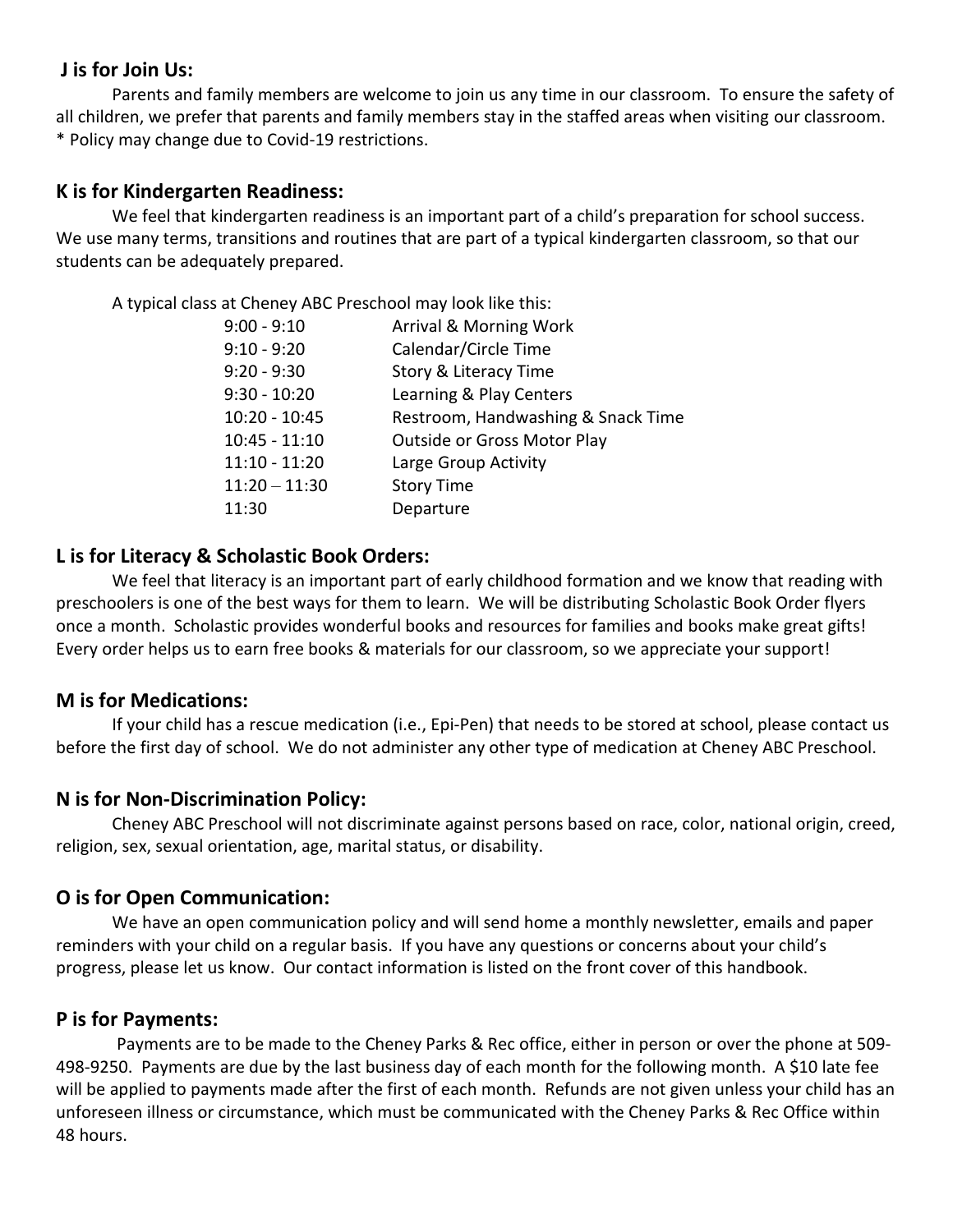### J is for Join Us:

Parents and family members are welcome to join us any time in our classroom. To ensure the safety of all children, we prefer that parents and family members stay in the staffed areas when visiting our classroom.
* Policy may change due to Covid-19 restrictions.

### K is for Kindergarten Readiness:

We feel that kindergarten readiness is an important part of a child's preparation for school success. We use many terms, transitions and routines that are part of a typical kindergarten classroom, so that our students can be adequately prepared.

A typical class at Cheney ABC Preschool may look like this:

| | |
|---|---|
| 9:00 - 9:10 | Arrival & Morning Work |
| 9:10 - 9:20 | Calendar/Circle Time |
| 9:20 - 9:30 | Story & Literacy Time |
| 9:30 - 10:20 | Learning & Play Centers |
| 10:20 - 10:45 | Restroom, Handwashing & Snack Time |
| 10:45 - 11:10 | Outside or Gross Motor Play |
| 11:10 - 11:20 | Large Group Activity |
| 11:20 – 11:30 | Story Time |
| 11:30 | Departure |

### L is for Literacy & Scholastic Book Orders:

We feel that literacy is an important part of early childhood formation and we know that reading with preschoolers is one of the best ways for them to learn. We will be distributing Scholastic Book Order flyers once a month. Scholastic provides wonderful books and resources for families and books make great gifts! Every order helps us to earn free books & materials for our classroom, so we appreciate your support!

### M is for Medications:

If your child has a rescue medication (i.e., Epi-Pen) that needs to be stored at school, please contact us before the first day of school. We do not administer any other type of medication at Cheney ABC Preschool.

### N is for Non-Discrimination Policy:

Cheney ABC Preschool will not discriminate against persons based on race, color, national origin, creed, religion, sex, sexual orientation, age, marital status, or disability.

### O is for Open Communication:

We have an open communication policy and will send home a monthly newsletter, emails and paper reminders with your child on a regular basis. If you have any questions or concerns about your child's progress, please let us know. Our contact information is listed on the front cover of this handbook.

### P is for Payments:

Payments are to be made to the Cheney Parks & Rec office, either in person or over the phone at 509-498-9250. Payments are due by the last business day of each month for the following month. A $10 late fee will be applied to payments made after the first of each month. Refunds are not given unless your child has an unforeseen illness or circumstance, which must be communicated with the Cheney Parks & Rec Office within 48 hours.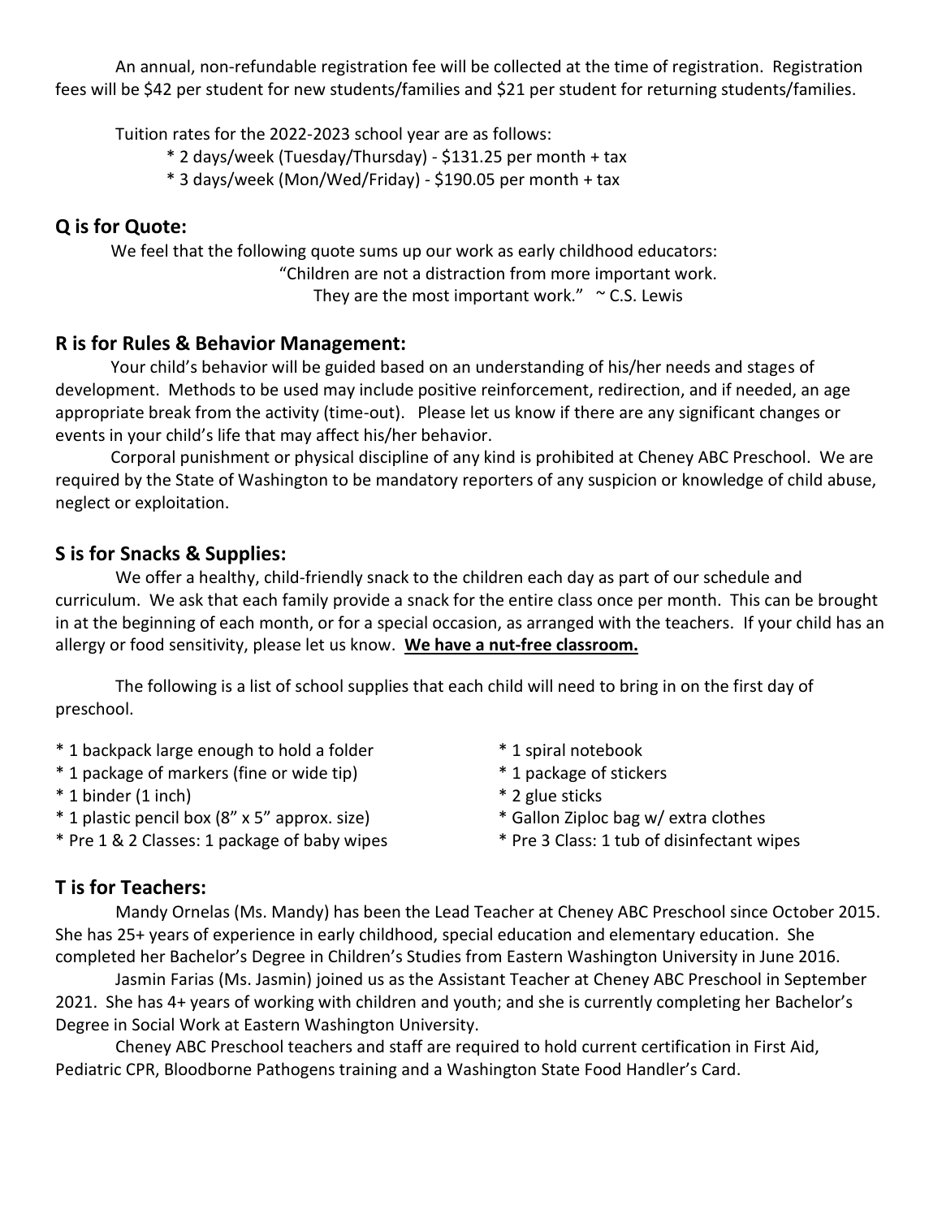An annual, non-refundable registration fee will be collected at the time of registration. Registration fees will be $42 per student for new students/families and $21 per student for returning students/families.

Tuition rates for the 2022-2023 school year are as follows:

* 2 days/week (Tuesday/Thursday) - $131.25 per month + tax
* 3 days/week (Mon/Wed/Friday) - $190.05 per month + tax

## Q is for Quote:

We feel that the following quote sums up our work as early childhood educators:

"Children are not a distraction from more important work.
They are the most important work." ~ C.S. Lewis

## R is for Rules & Behavior Management:

Your child's behavior will be guided based on an understanding of his/her needs and stages of development. Methods to be used may include positive reinforcement, redirection, and if needed, an age appropriate break from the activity (time-out). Please let us know if there are any significant changes or events in your child's life that may affect his/her behavior.

Corporal punishment or physical discipline of any kind is prohibited at Cheney ABC Preschool. We are required by the State of Washington to be mandatory reporters of any suspicion or knowledge of child abuse, neglect or exploitation.

## S is for Snacks & Supplies:

We offer a healthy, child-friendly snack to the children each day as part of our schedule and curriculum. We ask that each family provide a snack for the entire class once per month. This can be brought in at the beginning of each month, or for a special occasion, as arranged with the teachers. If your child has an allergy or food sensitivity, please let us know. **We have a nut-free classroom.**

The following is a list of school supplies that each child will need to bring in on the first day of preschool.

* 1 backpack large enough to hold a folder
* 1 package of markers (fine or wide tip)
* 1 binder (1 inch)
* 1 plastic pencil box (8" x 5" approx. size)
* Pre 1 & 2 Classes: 1 package of baby wipes
* 1 spiral notebook
* 1 package of stickers
* 2 glue sticks
* Gallon Ziploc bag w/ extra clothes
* Pre 3 Class: 1 tub of disinfectant wipes

## T is for Teachers:

Mandy Ornelas (Ms. Mandy) has been the Lead Teacher at Cheney ABC Preschool since October 2015. She has 25+ years of experience in early childhood, special education and elementary education. She completed her Bachelor's Degree in Children's Studies from Eastern Washington University in June 2016.

Jasmin Farias (Ms. Jasmin) joined us as the Assistant Teacher at Cheney ABC Preschool in September 2021. She has 4+ years of working with children and youth; and she is currently completing her Bachelor's Degree in Social Work at Eastern Washington University.

Cheney ABC Preschool teachers and staff are required to hold current certification in First Aid, Pediatric CPR, Bloodborne Pathogens training and a Washington State Food Handler's Card.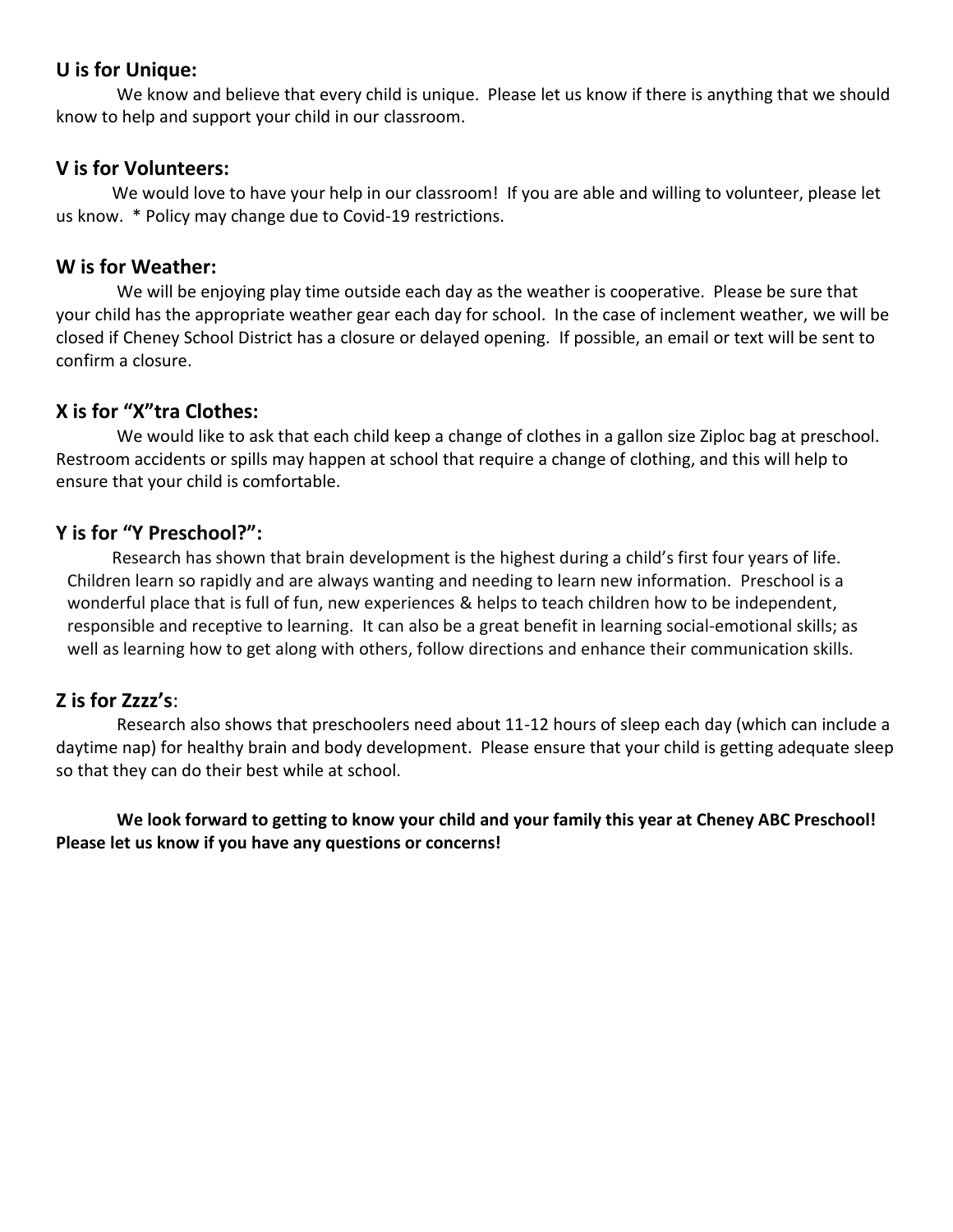### U is for Unique:

We know and believe that every child is unique. Please let us know if there is anything that we should know to help and support your child in our classroom.

### V is for Volunteers:

We would love to have your help in our classroom! If you are able and willing to volunteer, please let us know. * Policy may change due to Covid-19 restrictions.

### W is for Weather:

We will be enjoying play time outside each day as the weather is cooperative. Please be sure that your child has the appropriate weather gear each day for school. In the case of inclement weather, we will be closed if Cheney School District has a closure or delayed opening. If possible, an email or text will be sent to confirm a closure.

### X is for "X"tra Clothes:

We would like to ask that each child keep a change of clothes in a gallon size Ziploc bag at preschool. Restroom accidents or spills may happen at school that require a change of clothing, and this will help to ensure that your child is comfortable.

### Y is for "Y Preschool?":

Research has shown that brain development is the highest during a child's first four years of life. Children learn so rapidly and are always wanting and needing to learn new information. Preschool is a wonderful place that is full of fun, new experiences & helps to teach children how to be independent, responsible and receptive to learning. It can also be a great benefit in learning social-emotional skills; as well as learning how to get along with others, follow directions and enhance their communication skills.

### Z is for Zzzz's:

Research also shows that preschoolers need about 11-12 hours of sleep each day (which can include a daytime nap) for healthy brain and body development. Please ensure that your child is getting adequate sleep so that they can do their best while at school.

**We look forward to getting to know your child and your family this year at Cheney ABC Preschool! Please let us know if you have any questions or concerns!**